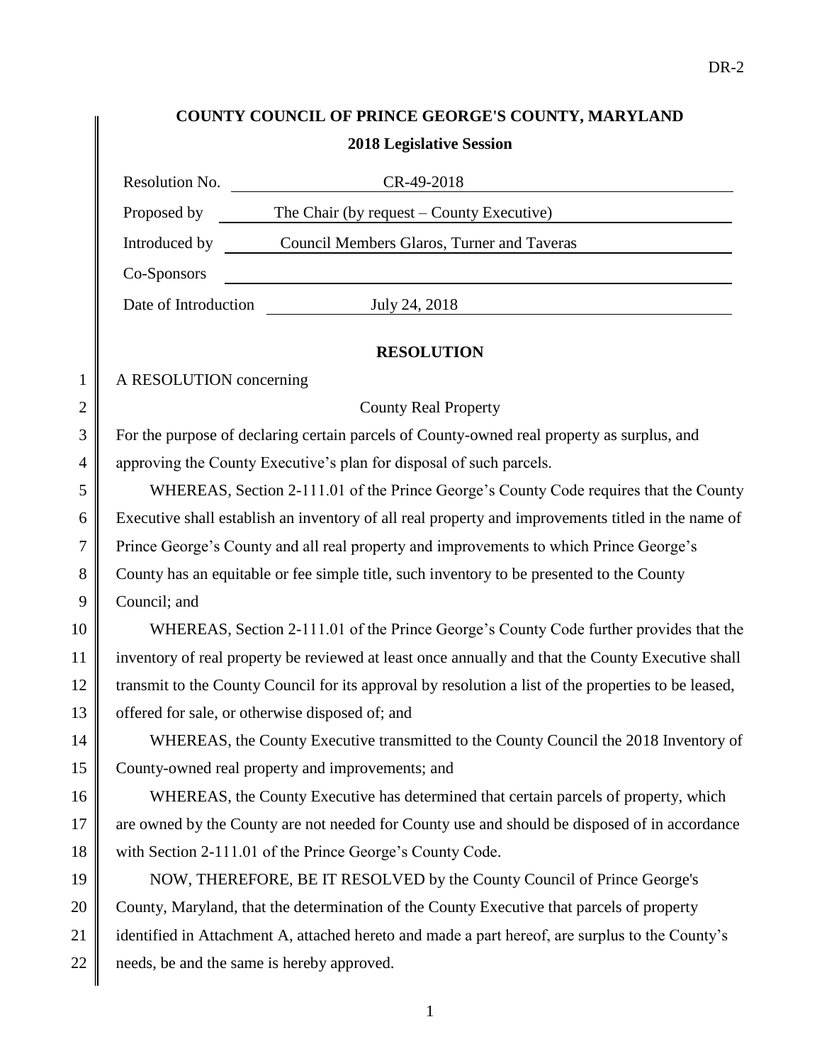# COUNTY COUNCIL OF PRINCE GEORGE'S COUNTY, MARYLAND

## 2018 Legislative Session

| | |
|---|---|
| Resolution No. | CR-49-2018 |
| Proposed by | The Chair (by request – County Executive) |
| Introduced by | Council Members Glaros, Turner and Taveras |
| Co-Sponsors | |
| Date of Introduction | July 24, 2018 |

## RESOLUTION

A RESOLUTION concerning

County Real Property

For the purpose of declaring certain parcels of County-owned real property as surplus, and approving the County Executive's plan for disposal of such parcels.

WHEREAS, Section 2-111.01 of the Prince George's County Code requires that the County Executive shall establish an inventory of all real property and improvements titled in the name of Prince George's County and all real property and improvements to which Prince George's County has an equitable or fee simple title, such inventory to be presented to the County Council; and

WHEREAS, Section 2-111.01 of the Prince George's County Code further provides that the inventory of real property be reviewed at least once annually and that the County Executive shall transmit to the County Council for its approval by resolution a list of the properties to be leased, offered for sale, or otherwise disposed of; and

WHEREAS, the County Executive transmitted to the County Council the 2018 Inventory of County-owned real property and improvements; and

WHEREAS, the County Executive has determined that certain parcels of property, which are owned by the County are not needed for County use and should be disposed of in accordance with Section 2-111.01 of the Prince George's County Code.

NOW, THEREFORE, BE IT RESOLVED by the County Council of Prince George's County, Maryland, that the determination of the County Executive that parcels of property identified in Attachment A, attached hereto and made a part hereof, are surplus to the County's needs, be and the same is hereby approved.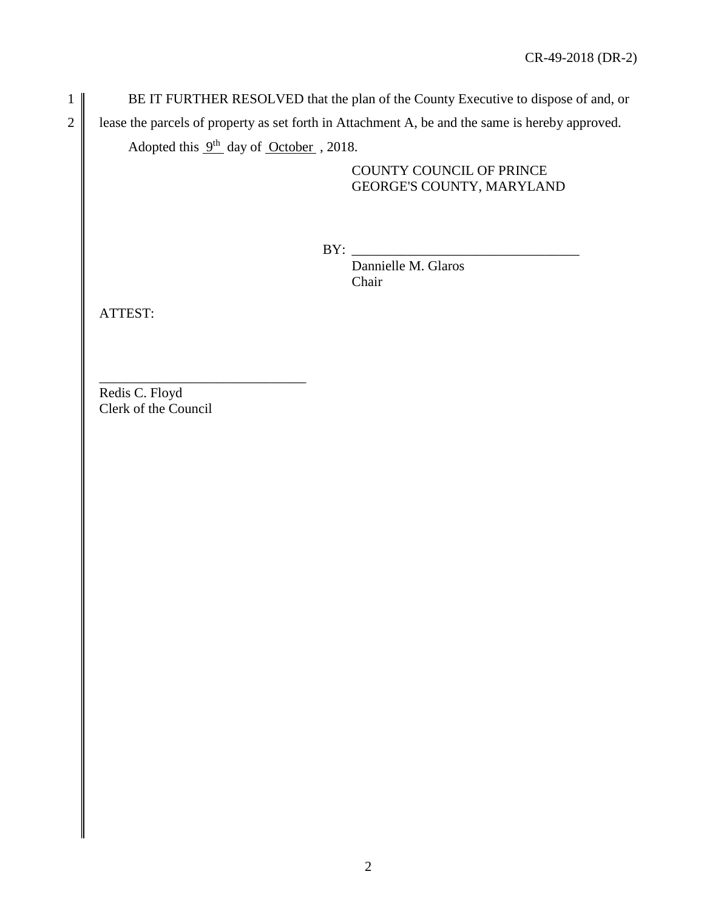BE IT FURTHER RESOLVED that the plan of the County Executive to dispose of and, or lease the parcels of property as set forth in Attachment A, be and the same is hereby approved.

Adopted this 9th day of October , 2018.

COUNTY COUNCIL OF PRINCE GEORGE'S COUNTY, MARYLAND

BY: ________________________________

Dannielle M. Glaros
Chair

ATTEST:

______________________________

Redis C. Floyd
Clerk of the Council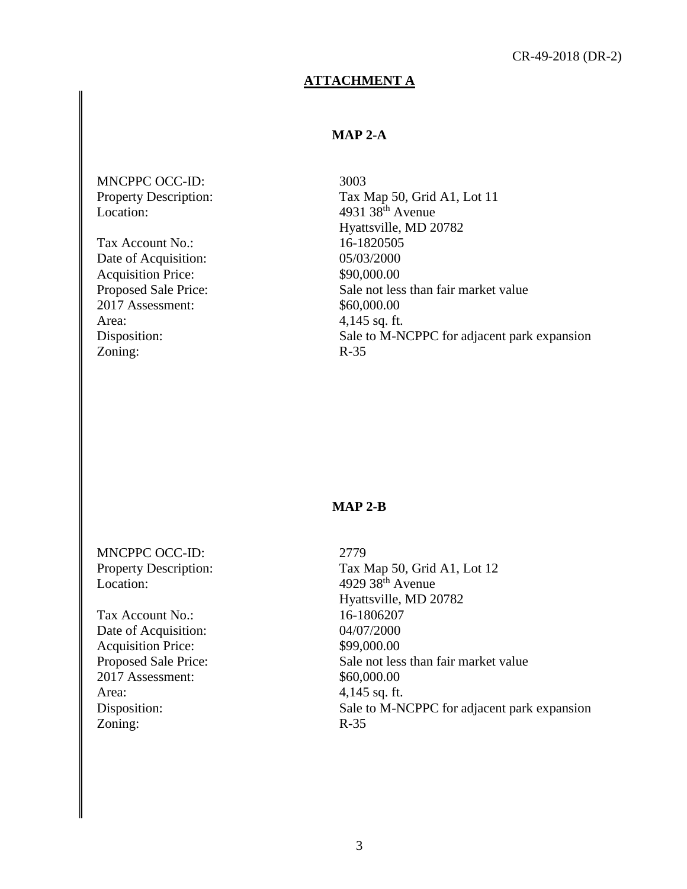## ATTACHMENT A

### MAP 2-A

| | |
|---|---|
| MNCPPC OCC-ID: | 3003 |
| Property Description: | Tax Map 50, Grid A1, Lot 11 |
| Location: | 4931 38th Avenue<br>Hyattsville, MD 20782 |
| Tax Account No.: | 16-1820505 |
| Date of Acquisition: | 05/03/2000 |
| Acquisition Price: | $90,000.00 |
| Proposed Sale Price: | Sale not less than fair market value |
| 2017 Assessment: | $60,000.00 |
| Area: | 4,145 sq. ft. |
| Disposition: | Sale to M-NCPPC for adjacent park expansion |
| Zoning: | R-35 |

### MAP 2-B

| | |
|---|---|
| MNCPPC OCC-ID: | 2779 |
| Property Description: | Tax Map 50, Grid A1, Lot 12 |
| Location: | 4929 38th Avenue<br>Hyattsville, MD 20782 |
| Tax Account No.: | 16-1806207 |
| Date of Acquisition: | 04/07/2000 |
| Acquisition Price: | $99,000.00 |
| Proposed Sale Price: | Sale not less than fair market value |
| 2017 Assessment: | $60,000.00 |
| Area: | 4,145 sq. ft. |
| Disposition: | Sale to M-NCPPC for adjacent park expansion |
| Zoning: | R-35 |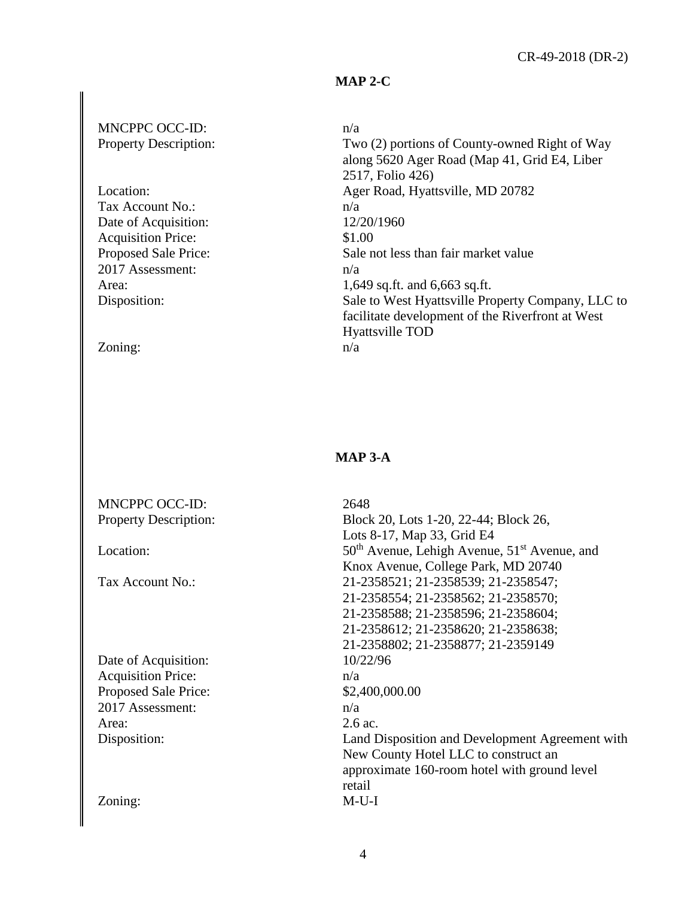## MAP 2-C

| | |
|---|---|
| MNCPPC OCC-ID: | n/a |
| Property Description: | Two (2) portions of County-owned Right of Way along 5620 Ager Road (Map 41, Grid E4, Liber 2517, Folio 426) |
| Location: | Ager Road, Hyattsville, MD 20782 |
| Tax Account No.: | n/a |
| Date of Acquisition: | 12/20/1960 |
| Acquisition Price: | $1.00 |
| Proposed Sale Price: | Sale not less than fair market value |
| 2017 Assessment: | n/a |
| Area: | 1,649 sq.ft. and 6,663 sq.ft. |
| Disposition: | Sale to West Hyattsville Property Company, LLC to facilitate development of the Riverfront at West Hyattsville TOD |
| Zoning: | n/a |

## MAP 3-A

| | |
|---|---|
| MNCPPC OCC-ID: | 2648 |
| Property Description: | Block 20, Lots 1-20, 22-44; Block 26, Lots 8-17, Map 33, Grid E4 |
| Location: | 50th Avenue, Lehigh Avenue, 51st Avenue, and Knox Avenue, College Park, MD 20740 |
| Tax Account No.: | 21-2358521; 21-2358539; 21-2358547; 21-2358554; 21-2358562; 21-2358570; 21-2358588; 21-2358596; 21-2358604; 21-2358612; 21-2358620; 21-2358638; 21-2358802; 21-2358877; 21-2359149 |
| Date of Acquisition: | 10/22/96 |
| Acquisition Price: | n/a |
| Proposed Sale Price: | $2,400,000.00 |
| 2017 Assessment: | n/a |
| Area: | 2.6 ac. |
| Disposition: | Land Disposition and Development Agreement with New County Hotel LLC to construct an approximate 160-room hotel with ground level retail |
| Zoning: | M-U-I |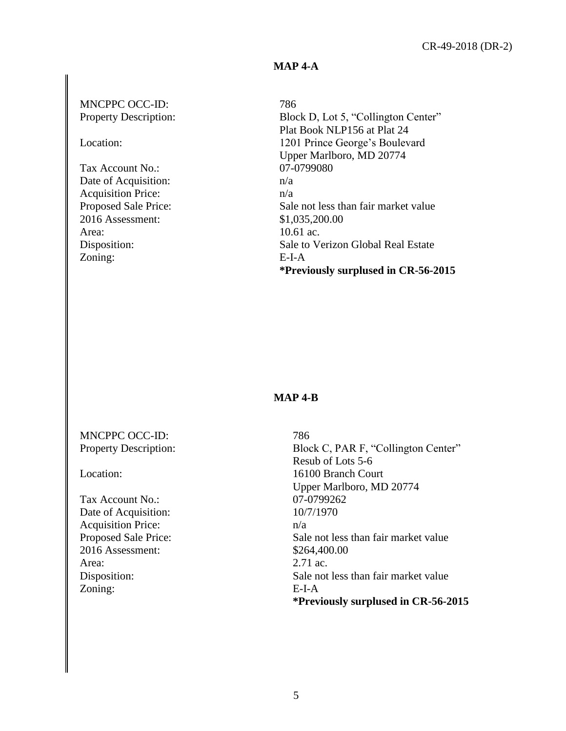## MAP 4-A

| | |
|---|---|
| MNCPPC OCC-ID: | 786 |
| Property Description: | Block D, Lot 5, "Collington Center" Plat Book NLP156 at Plat 24 |
| Location: | 1201 Prince George's Boulevard Upper Marlboro, MD 20774 |
| Tax Account No.: | 07-0799080 |
| Date of Acquisition: | n/a |
| Acquisition Price: | n/a |
| Proposed Sale Price: | Sale not less than fair market value |
| 2016 Assessment: | $1,035,200.00 |
| Area: | 10.61 ac. |
| Disposition: | Sale to Verizon Global Real Estate |
| Zoning: | E-I-A |
| | **\*Previously surplused in CR-56-2015** |

## MAP 4-B

| | |
|---|---|
| MNCPPC OCC-ID: | 786 |
| Property Description: | Block C, PAR F, "Collington Center" Resub of Lots 5-6 |
| Location: | 16100 Branch Court Upper Marlboro, MD 20774 |
| Tax Account No.: | 07-0799262 |
| Date of Acquisition: | 10/7/1970 |
| Acquisition Price: | n/a |
| Proposed Sale Price: | Sale not less than fair market value |
| 2016 Assessment: | $264,400.00 |
| Area: | 2.71 ac. |
| Disposition: | Sale not less than fair market value |
| Zoning: | E-I-A |
| | **\*Previously surplused in CR-56-2015** |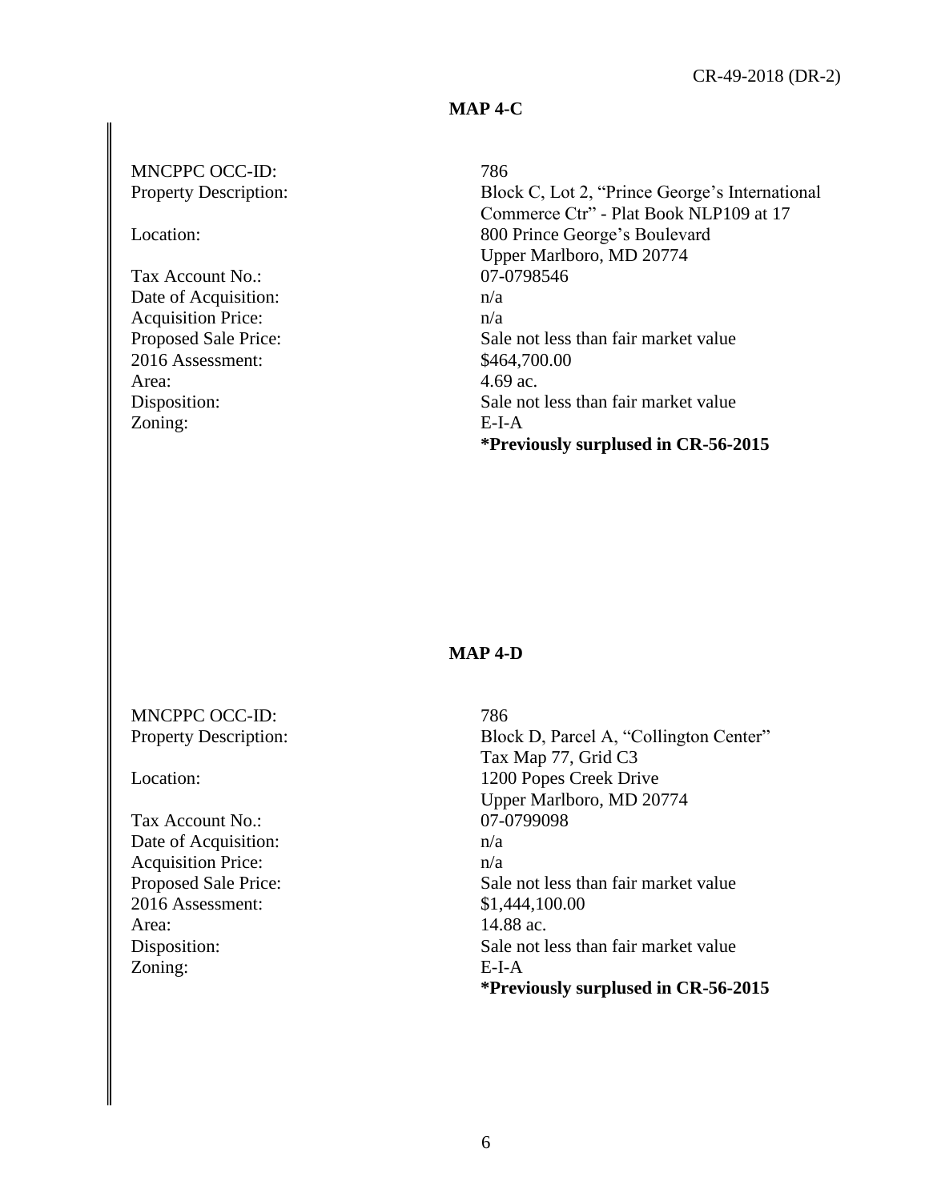## MAP 4-C

| | |
|---|---|
| MNCPPC OCC-ID: | 786 |
| Property Description: | Block C, Lot 2, "Prince George's International Commerce Ctr" - Plat Book NLP109 at 17 |
| Location: | 800 Prince George's Boulevard Upper Marlboro, MD 20774 |
| Tax Account No.: | 07-0798546 |
| Date of Acquisition: | n/a |
| Acquisition Price: | n/a |
| Proposed Sale Price: | Sale not less than fair market value |
| 2016 Assessment: | $464,700.00 |
| Area: | 4.69 ac. |
| Disposition: | Sale not less than fair market value |
| Zoning: | E-I-A |
| | **\*Previously surplused in CR-56-2015** |

## MAP 4-D

| | |
|---|---|
| MNCPPC OCC-ID: | 786 |
| Property Description: | Block D, Parcel A, "Collington Center" Tax Map 77, Grid C3 |
| Location: | 1200 Popes Creek Drive Upper Marlboro, MD 20774 |
| Tax Account No.: | 07-0799098 |
| Date of Acquisition: | n/a |
| Acquisition Price: | n/a |
| Proposed Sale Price: | Sale not less than fair market value |
| 2016 Assessment: | $1,444,100.00 |
| Area: | 14.88 ac. |
| Disposition: | Sale not less than fair market value |
| Zoning: | E-I-A |
| | **\*Previously surplused in CR-56-2015** |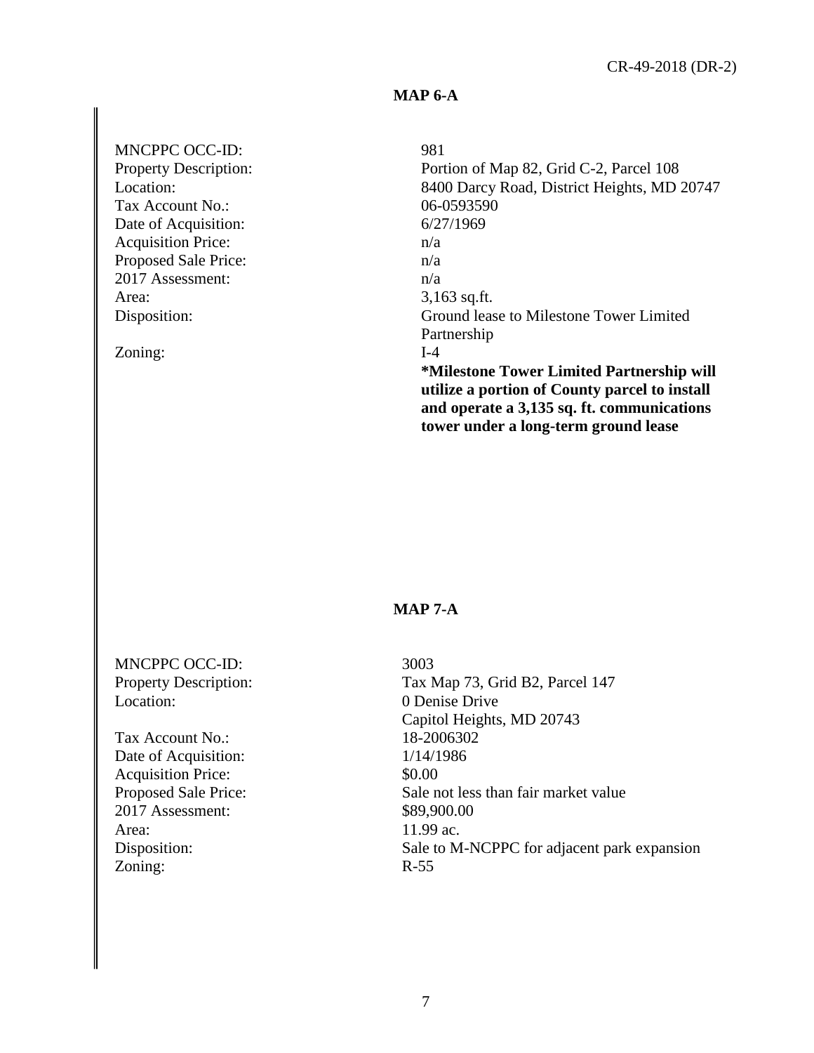## MAP 6-A

| | |
|---|---|
| MNCPPC OCC-ID: | 981 |
| Property Description: | Portion of Map 82, Grid C-2, Parcel 108 |
| Location: | 8400 Darcy Road, District Heights, MD 20747 |
| Tax Account No.: | 06-0593590 |
| Date of Acquisition: | 6/27/1969 |
| Acquisition Price: | n/a |
| Proposed Sale Price: | n/a |
| 2017 Assessment: | n/a |
| Area: | 3,163 sq.ft. |
| Disposition: | Ground lease to Milestone Tower Limited Partnership |
| Zoning: | I-4 |

**\*Milestone Tower Limited Partnership will utilize a portion of County parcel to install and operate a 3,135 sq. ft. communications tower under a long-term ground lease**

## MAP 7-A

| | |
|---|---|
| MNCPPC OCC-ID: | 3003 |
| Property Description: | Tax Map 73, Grid B2, Parcel 147 |
| Location: | 0 Denise Drive<br>Capitol Heights, MD 20743 |
| Tax Account No.: | 18-2006302 |
| Date of Acquisition: | 1/14/1986 |
| Acquisition Price: | $0.00 |
| Proposed Sale Price: | Sale not less than fair market value |
| 2017 Assessment: | $89,900.00 |
| Area: | 11.99 ac. |
| Disposition: | Sale to M-NCPPC for adjacent park expansion |
| Zoning: | R-55 |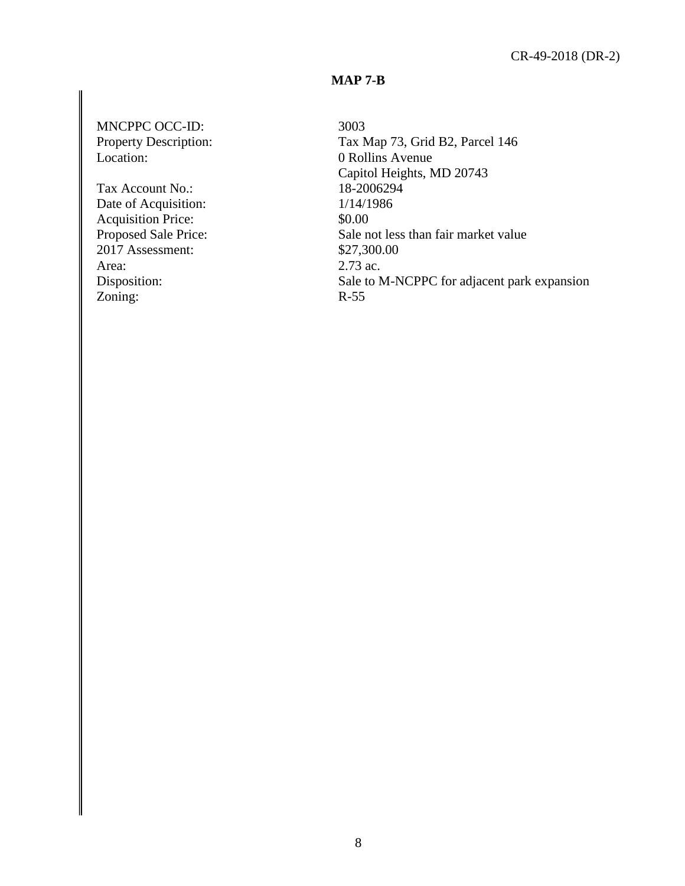## MAP 7-B

| | |
|---|---|
| MNCPPC OCC-ID: | 3003 |
| Property Description: | Tax Map 73, Grid B2, Parcel 146 |
| Location: | 0 Rollins Avenue<br>Capitol Heights, MD 20743 |
| Tax Account No.: | 18-2006294 |
| Date of Acquisition: | 1/14/1986 |
| Acquisition Price: | $0.00 |
| Proposed Sale Price: | Sale not less than fair market value |
| 2017 Assessment: | $27,300.00 |
| Area: | 2.73 ac. |
| Disposition: | Sale to M-NCPPC for adjacent park expansion |
| Zoning: | R-55 |